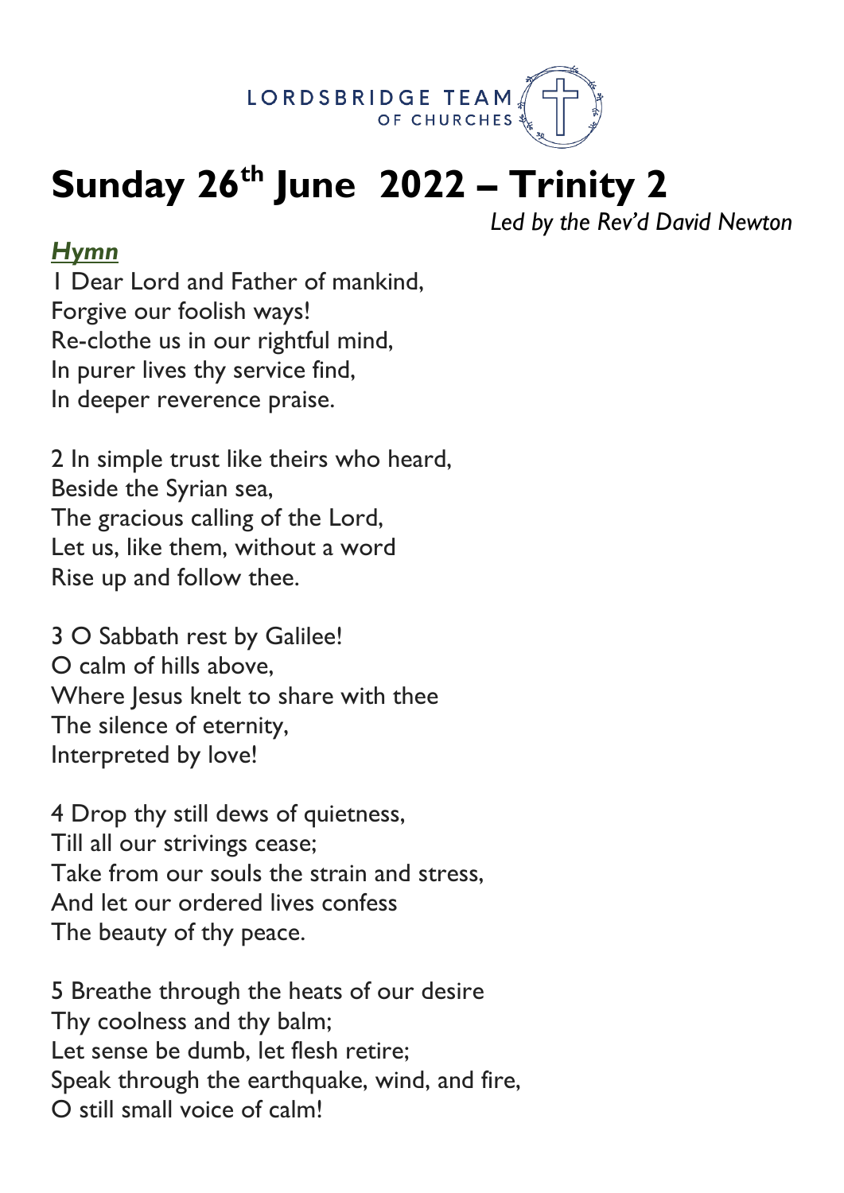LORDSBRIDGE TEAM
OF CHURCHES

# Sunday 26th June 2022 – Trinity 2

*Led by the Rev'd David Newton*

***Hymn***

1 Dear Lord and Father of mankind,
Forgive our foolish ways!
Re-clothe us in our rightful mind,
In purer lives thy service find,
In deeper reverence praise.

2 In simple trust like theirs who heard,
Beside the Syrian sea,
The gracious calling of the Lord,
Let us, like them, without a word
Rise up and follow thee.

3 O Sabbath rest by Galilee!
O calm of hills above,
Where Jesus knelt to share with thee
The silence of eternity,
Interpreted by love!

4 Drop thy still dews of quietness,
Till all our strivings cease;
Take from our souls the strain and stress,
And let our ordered lives confess
The beauty of thy peace.

5 Breathe through the heats of our desire
Thy coolness and thy balm;
Let sense be dumb, let flesh retire;
Speak through the earthquake, wind, and fire,
O still small voice of calm!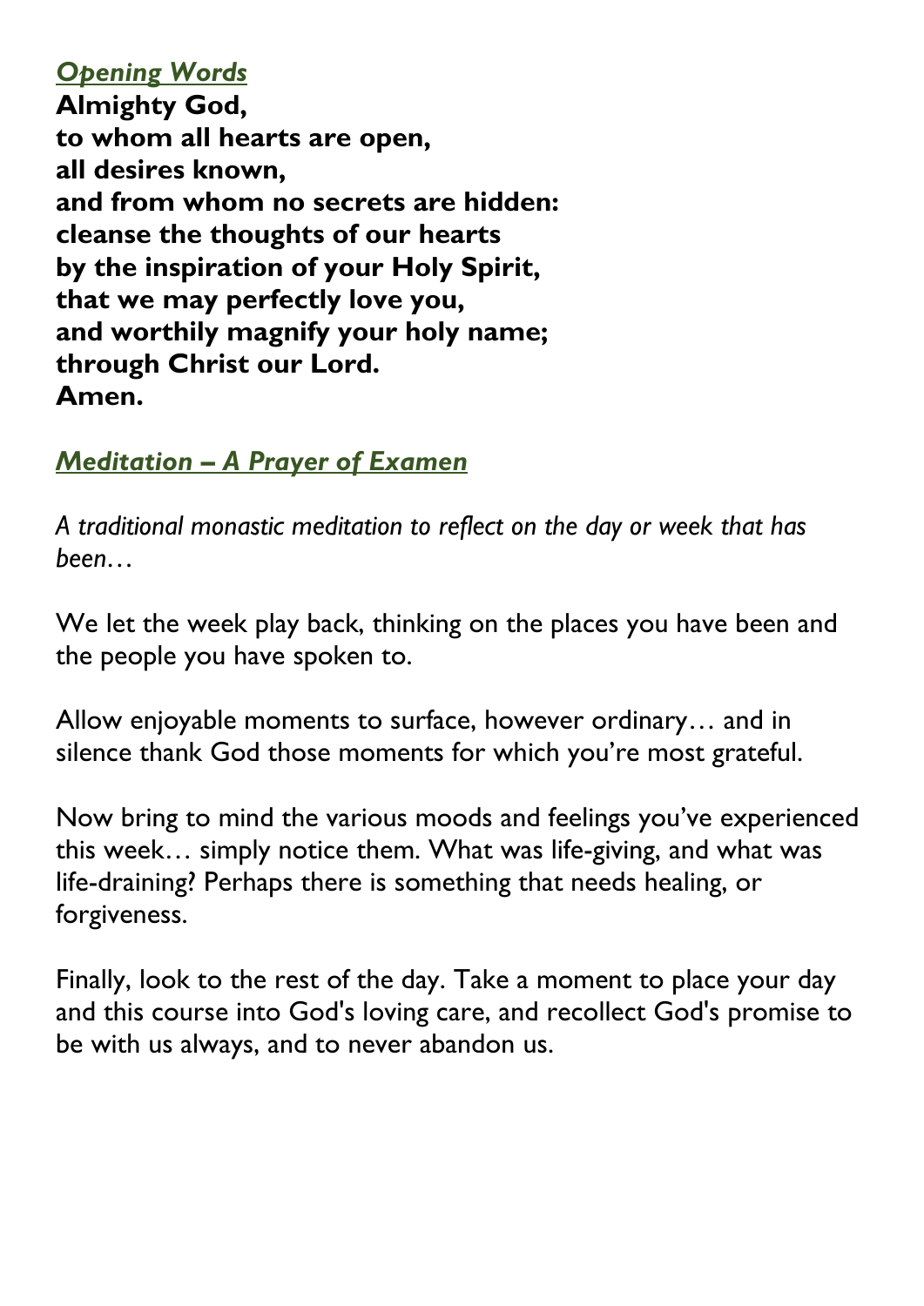## ***Opening Words***

**Almighty God,**
**to whom all hearts are open,**
**all desires known,**
**and from whom no secrets are hidden:**
**cleanse the thoughts of our hearts**
**by the inspiration of your Holy Spirit,**
**that we may perfectly love you,**
**and worthily magnify your holy name;**
**through Christ our Lord.**
**Amen.**

## ***Meditation – A Prayer of Examen***

*A traditional monastic meditation to reflect on the day or week that has been…*

We let the week play back, thinking on the places you have been and the people you have spoken to.

Allow enjoyable moments to surface, however ordinary… and in silence thank God those moments for which you're most grateful.

Now bring to mind the various moods and feelings you've experienced this week… simply notice them. What was life-giving, and what was life-draining? Perhaps there is something that needs healing, or forgiveness.

Finally, look to the rest of the day. Take a moment to place your day and this course into God's loving care, and recollect God's promise to be with us always, and to never abandon us.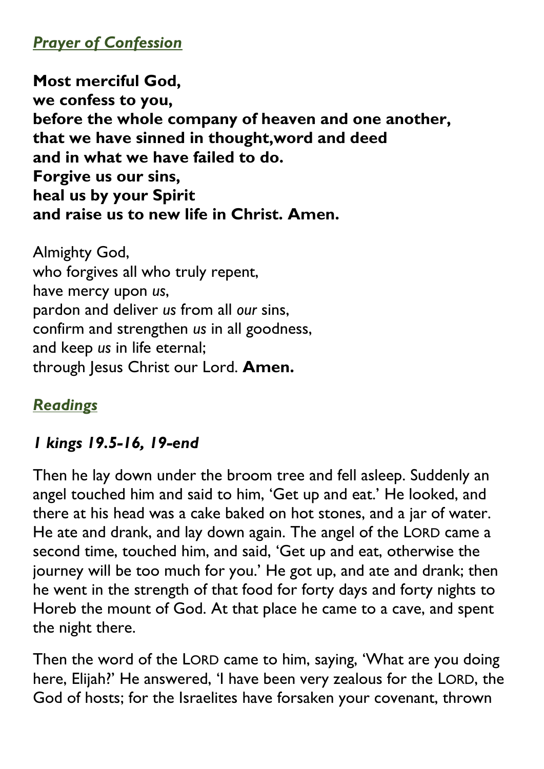## *Prayer of Confession*

**Most merciful God,**
**we confess to you,**
**before the whole company of heaven and one another,**
**that we have sinned in thought,word and deed**
**and in what we have failed to do.**
**Forgive us our sins,**
**heal us by your Spirit**
**and raise us to new life in Christ. Amen.**

Almighty God,
who forgives all who truly repent,
have mercy upon *us*,
pardon and deliver *us* from all *our* sins,
confirm and strengthen *us* in all goodness,
and keep *us* in life eternal;
through Jesus Christ our Lord. **Amen.**

## *Readings*

### *1 kings 19.5-16, 19-end*

Then he lay down under the broom tree and fell asleep. Suddenly an angel touched him and said to him, 'Get up and eat.' He looked, and there at his head was a cake baked on hot stones, and a jar of water. He ate and drank, and lay down again. The angel of the LORD came a second time, touched him, and said, 'Get up and eat, otherwise the journey will be too much for you.' He got up, and ate and drank; then he went in the strength of that food for forty days and forty nights to Horeb the mount of God. At that place he came to a cave, and spent the night there.

Then the word of the LORD came to him, saying, 'What are you doing here, Elijah?' He answered, 'I have been very zealous for the LORD, the God of hosts; for the Israelites have forsaken your covenant, thrown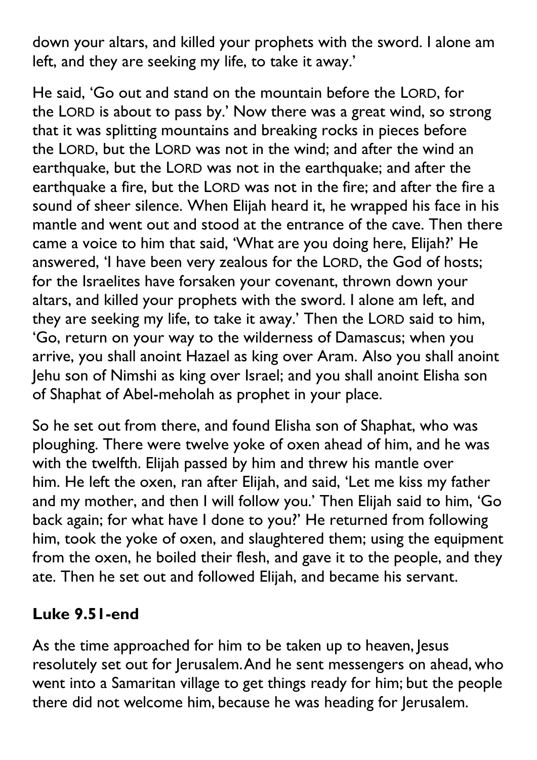down your altars, and killed your prophets with the sword. I alone am left, and they are seeking my life, to take it away.'

He said, 'Go out and stand on the mountain before the LORD, for the LORD is about to pass by.' Now there was a great wind, so strong that it was splitting mountains and breaking rocks in pieces before the LORD, but the LORD was not in the wind; and after the wind an earthquake, but the LORD was not in the earthquake; and after the earthquake a fire, but the LORD was not in the fire; and after the fire a sound of sheer silence. When Elijah heard it, he wrapped his face in his mantle and went out and stood at the entrance of the cave. Then there came a voice to him that said, 'What are you doing here, Elijah?' He answered, 'I have been very zealous for the LORD, the God of hosts; for the Israelites have forsaken your covenant, thrown down your altars, and killed your prophets with the sword. I alone am left, and they are seeking my life, to take it away.' Then the LORD said to him, 'Go, return on your way to the wilderness of Damascus; when you arrive, you shall anoint Hazael as king over Aram. Also you shall anoint Jehu son of Nimshi as king over Israel; and you shall anoint Elisha son of Shaphat of Abel-meholah as prophet in your place.

So he set out from there, and found Elisha son of Shaphat, who was ploughing. There were twelve yoke of oxen ahead of him, and he was with the twelfth. Elijah passed by him and threw his mantle over him. He left the oxen, ran after Elijah, and said, 'Let me kiss my father and my mother, and then I will follow you.' Then Elijah said to him, 'Go back again; for what have I done to you?' He returned from following him, took the yoke of oxen, and slaughtered them; using the equipment from the oxen, he boiled their flesh, and gave it to the people, and they ate. Then he set out and followed Elijah, and became his servant.

**Luke 9.51-end**

As the time approached for him to be taken up to heaven, Jesus resolutely set out for Jerusalem. And he sent messengers on ahead, who went into a Samaritan village to get things ready for him; but the people there did not welcome him, because he was heading for Jerusalem.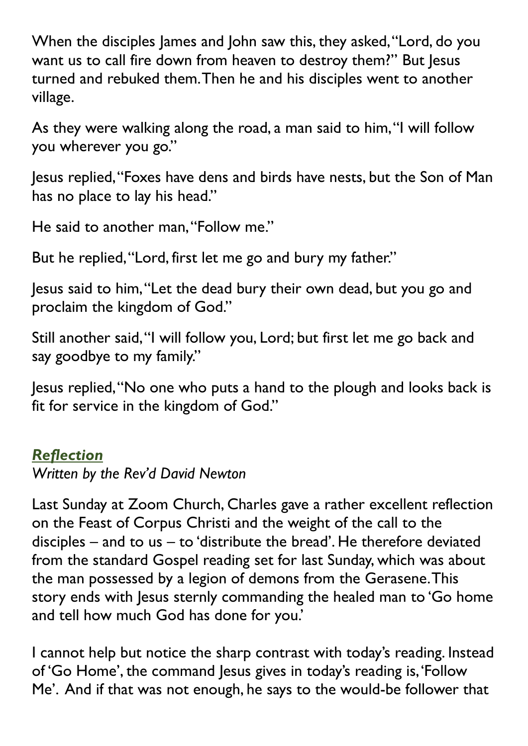When the disciples James and John saw this, they asked, "Lord, do you want us to call fire down from heaven to destroy them?" But Jesus turned and rebuked them. Then he and his disciples went to another village.

As they were walking along the road, a man said to him, "I will follow you wherever you go."

Jesus replied, "Foxes have dens and birds have nests, but the Son of Man has no place to lay his head."

He said to another man, "Follow me."

But he replied, "Lord, first let me go and bury my father."

Jesus said to him, "Let the dead bury their own dead, but you go and proclaim the kingdom of God."

Still another said, "I will follow you, Lord; but first let me go back and say goodbye to my family."

Jesus replied, "No one who puts a hand to the plough and looks back is fit for service in the kingdom of God."

***Reflection***

*Written by the Rev'd David Newton*

Last Sunday at Zoom Church, Charles gave a rather excellent reflection on the Feast of Corpus Christi and the weight of the call to the disciples – and to us – to 'distribute the bread'. He therefore deviated from the standard Gospel reading set for last Sunday, which was about the man possessed by a legion of demons from the Gerasene. This story ends with Jesus sternly commanding the healed man to 'Go home and tell how much God has done for you.'

I cannot help but notice the sharp contrast with today's reading. Instead of 'Go Home', the command Jesus gives in today's reading is, 'Follow Me'. And if that was not enough, he says to the would-be follower that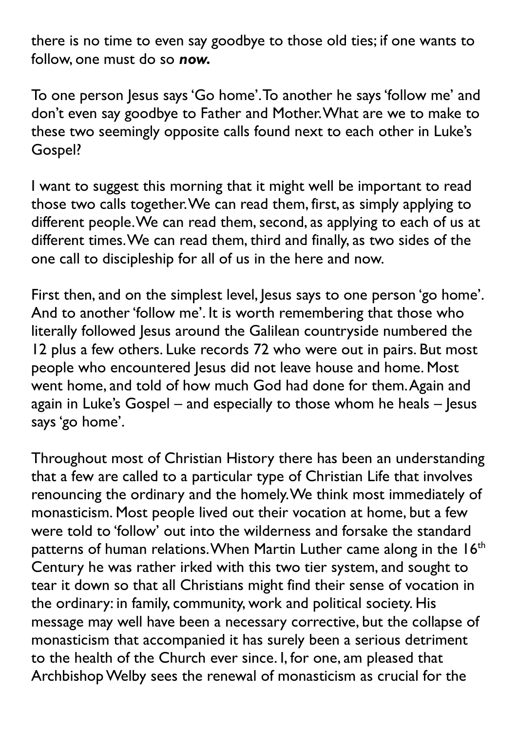there is no time to even say goodbye to those old ties; if one wants to follow, one must do so ***now.***

To one person Jesus says 'Go home'. To another he says 'follow me' and don't even say goodbye to Father and Mother. What are we to make to these two seemingly opposite calls found next to each other in Luke's Gospel?

I want to suggest this morning that it might well be important to read those two calls together. We can read them, first, as simply applying to different people. We can read them, second, as applying to each of us at different times. We can read them, third and finally, as two sides of the one call to discipleship for all of us in the here and now.

First then, and on the simplest level, Jesus says to one person 'go home'. And to another 'follow me'. It is worth remembering that those who literally followed Jesus around the Galilean countryside numbered the 12 plus a few others. Luke records 72 who were out in pairs. But most people who encountered Jesus did not leave house and home. Most went home, and told of how much God had done for them. Again and again in Luke's Gospel – and especially to those whom he heals – Jesus says 'go home'.

Throughout most of Christian History there has been an understanding that a few are called to a particular type of Christian Life that involves renouncing the ordinary and the homely. We think most immediately of monasticism. Most people lived out their vocation at home, but a few were told to 'follow' out into the wilderness and forsake the standard patterns of human relations. When Martin Luther came along in the 16th Century he was rather irked with this two tier system, and sought to tear it down so that all Christians might find their sense of vocation in the ordinary: in family, community, work and political society. His message may well have been a necessary corrective, but the collapse of monasticism that accompanied it has surely been a serious detriment to the health of the Church ever since. I, for one, am pleased that Archbishop Welby sees the renewal of monasticism as crucial for the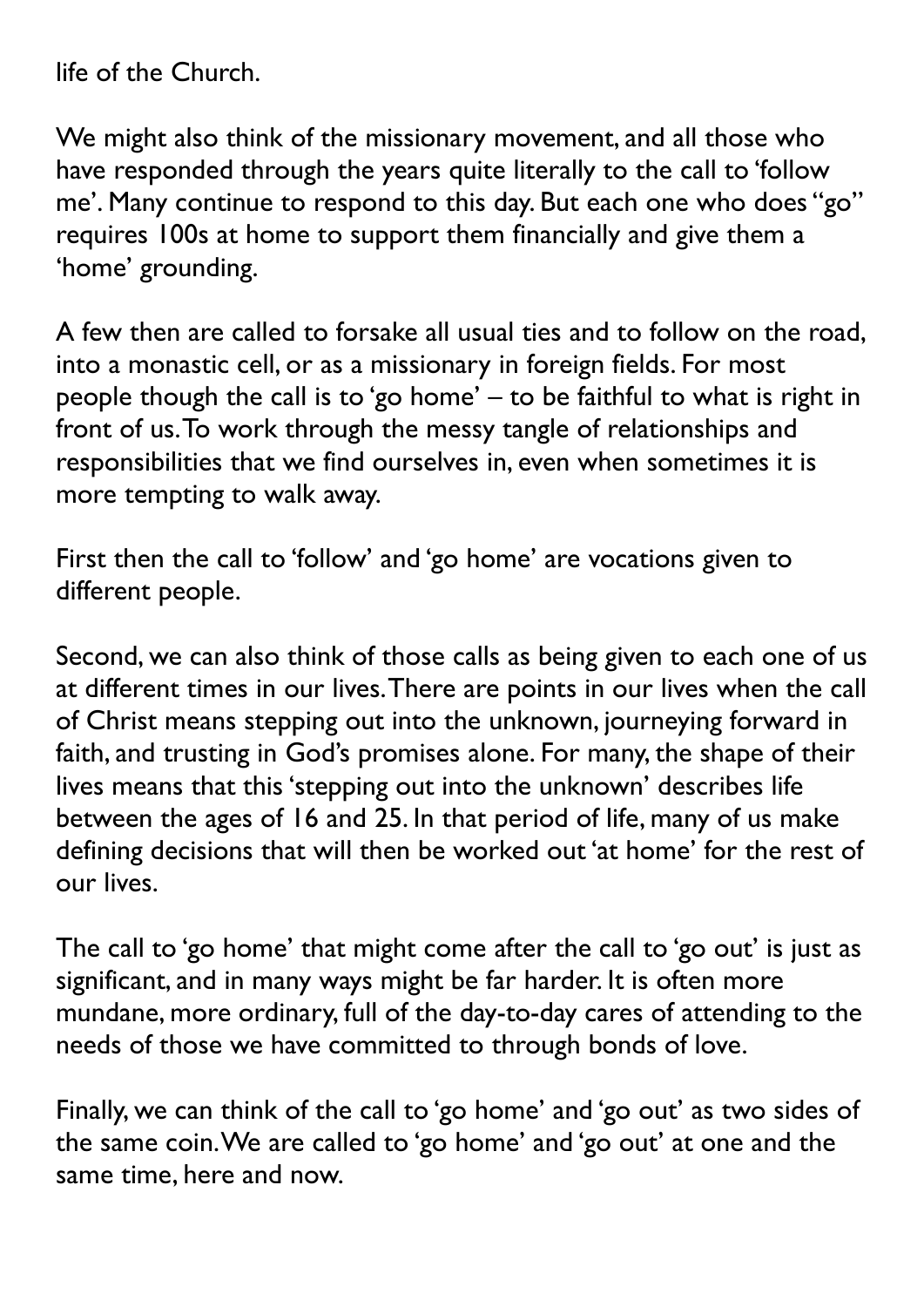life of the Church.

We might also think of the missionary movement, and all those who have responded through the years quite literally to the call to 'follow me'. Many continue to respond to this day. But each one who does "go" requires 100s at home to support them financially and give them a 'home' grounding.

A few then are called to forsake all usual ties and to follow on the road, into a monastic cell, or as a missionary in foreign fields. For most people though the call is to 'go home' – to be faithful to what is right in front of us. To work through the messy tangle of relationships and responsibilities that we find ourselves in, even when sometimes it is more tempting to walk away.

First then the call to 'follow' and 'go home' are vocations given to different people.

Second, we can also think of those calls as being given to each one of us at different times in our lives. There are points in our lives when the call of Christ means stepping out into the unknown, journeying forward in faith, and trusting in God's promises alone. For many, the shape of their lives means that this 'stepping out into the unknown' describes life between the ages of 16 and 25. In that period of life, many of us make defining decisions that will then be worked out 'at home' for the rest of our lives.

The call to 'go home' that might come after the call to 'go out' is just as significant, and in many ways might be far harder. It is often more mundane, more ordinary, full of the day-to-day cares of attending to the needs of those we have committed to through bonds of love.

Finally, we can think of the call to 'go home' and 'go out' as two sides of the same coin. We are called to 'go home' and 'go out' at one and the same time, here and now.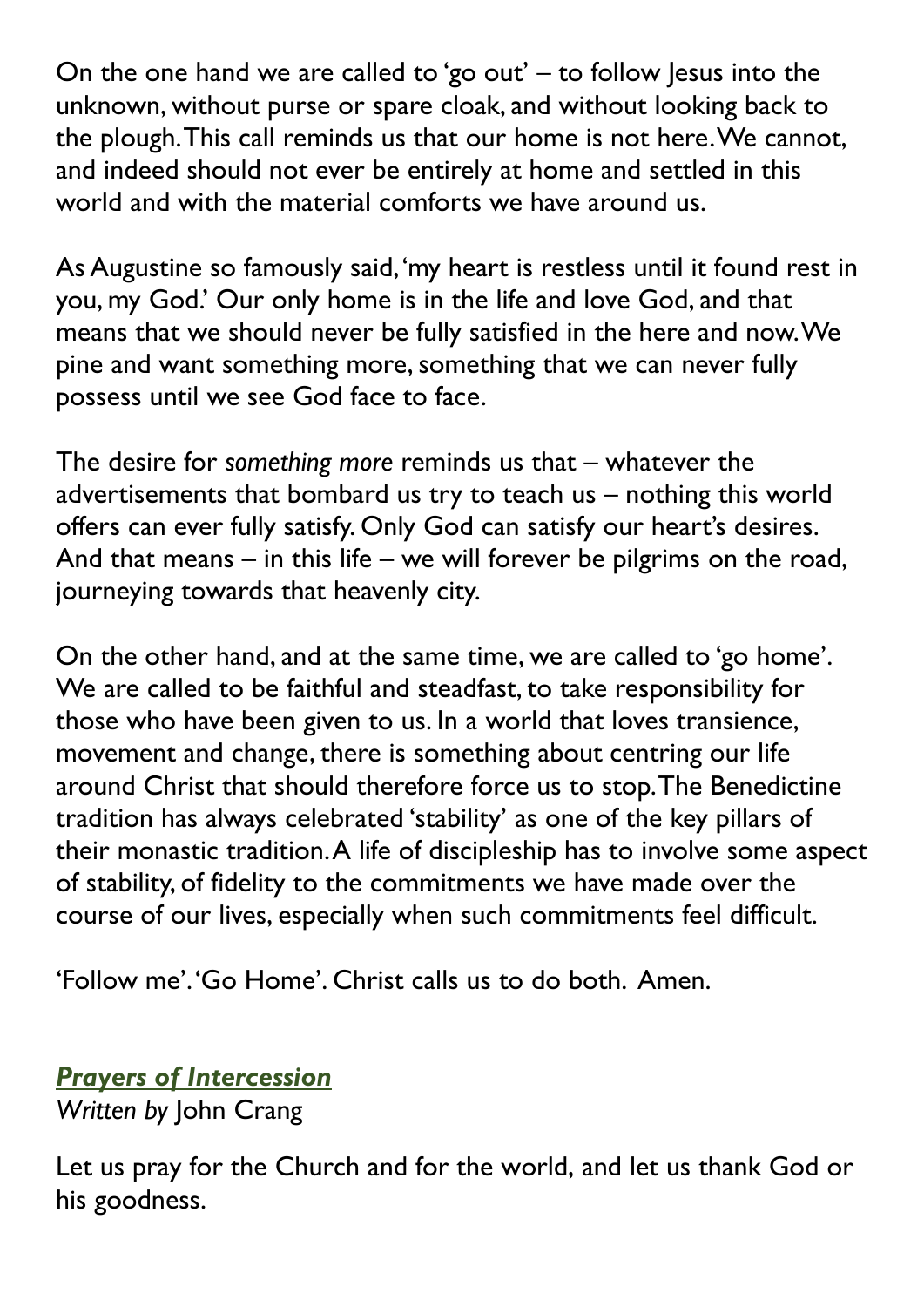On the one hand we are called to 'go out' – to follow Jesus into the unknown, without purse or spare cloak, and without looking back to the plough. This call reminds us that our home is not here. We cannot, and indeed should not ever be entirely at home and settled in this world and with the material comforts we have around us.

As Augustine so famously said, 'my heart is restless until it found rest in you, my God.' Our only home is in the life and love God, and that means that we should never be fully satisfied in the here and now. We pine and want something more, something that we can never fully possess until we see God face to face.

The desire for *something more* reminds us that – whatever the advertisements that bombard us try to teach us – nothing this world offers can ever fully satisfy. Only God can satisfy our heart's desires. And that means – in this life – we will forever be pilgrims on the road, journeying towards that heavenly city.

On the other hand, and at the same time, we are called to 'go home'. We are called to be faithful and steadfast, to take responsibility for those who have been given to us. In a world that loves transience, movement and change, there is something about centring our life around Christ that should therefore force us to stop. The Benedictine tradition has always celebrated 'stability' as one of the key pillars of their monastic tradition. A life of discipleship has to involve some aspect of stability, of fidelity to the commitments we have made over the course of our lives, especially when such commitments feel difficult.

'Follow me'. 'Go Home'. Christ calls us to do both. Amen.

## ***Prayers of Intercession***

*Written by* John Crang

Let us pray for the Church and for the world, and let us thank God or his goodness.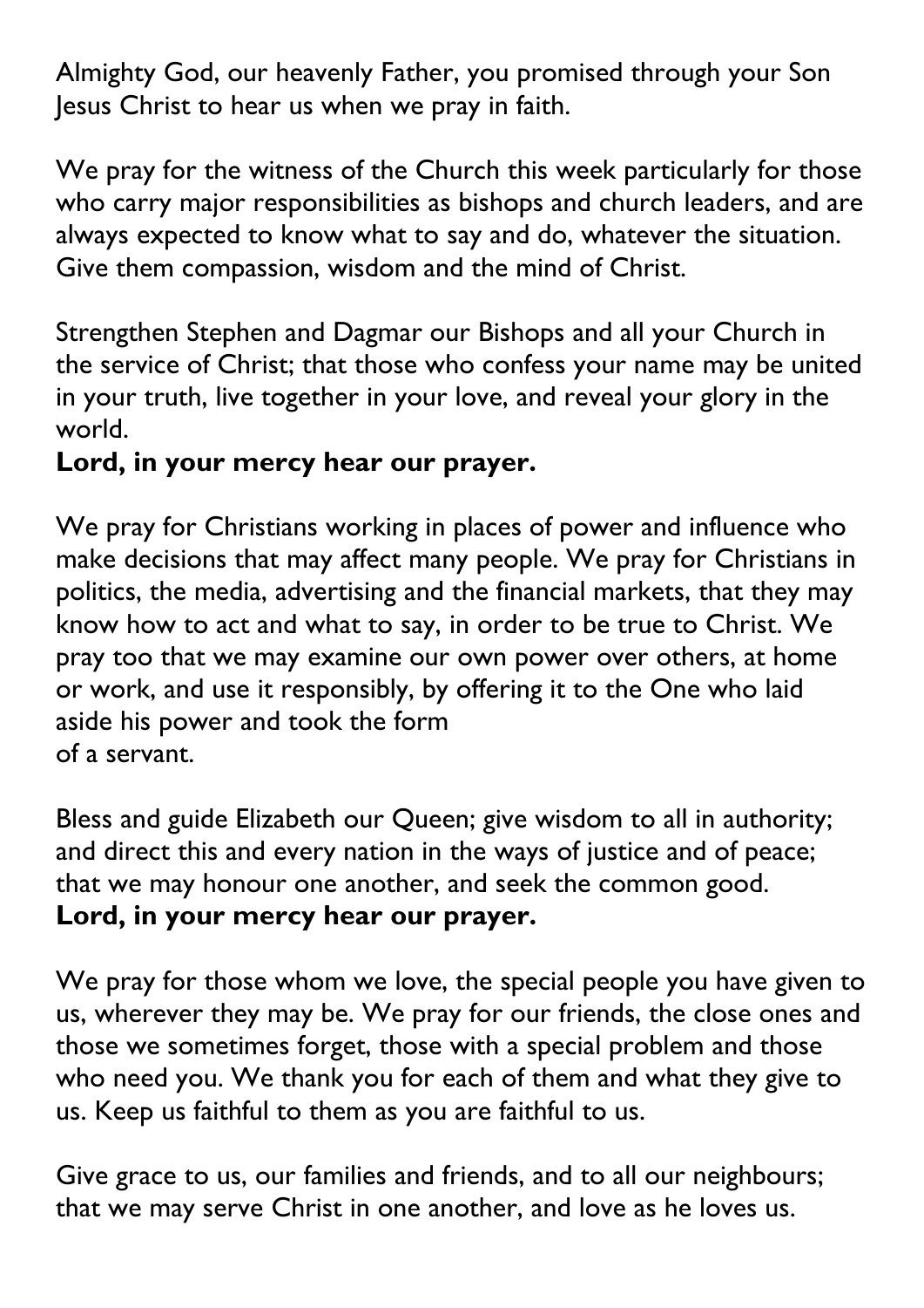Almighty God, our heavenly Father, you promised through your Son Jesus Christ to hear us when we pray in faith.

We pray for the witness of the Church this week particularly for those who carry major responsibilities as bishops and church leaders, and are always expected to know what to say and do, whatever the situation. Give them compassion, wisdom and the mind of Christ.

Strengthen Stephen and Dagmar our Bishops and all your Church in the service of Christ; that those who confess your name may be united in your truth, live together in your love, and reveal your glory in the world.
**Lord, in your mercy hear our prayer.**

We pray for Christians working in places of power and influence who make decisions that may affect many people. We pray for Christians in politics, the media, advertising and the financial markets, that they may know how to act and what to say, in order to be true to Christ. We pray too that we may examine our own power over others, at home or work, and use it responsibly, by offering it to the One who laid aside his power and took the form of a servant.

Bless and guide Elizabeth our Queen; give wisdom to all in authority; and direct this and every nation in the ways of justice and of peace; that we may honour one another, and seek the common good.
**Lord, in your mercy hear our prayer.**

We pray for those whom we love, the special people you have given to us, wherever they may be. We pray for our friends, the close ones and those we sometimes forget, those with a special problem and those who need you. We thank you for each of them and what they give to us. Keep us faithful to them as you are faithful to us.

Give grace to us, our families and friends, and to all our neighbours; that we may serve Christ in one another, and love as he loves us.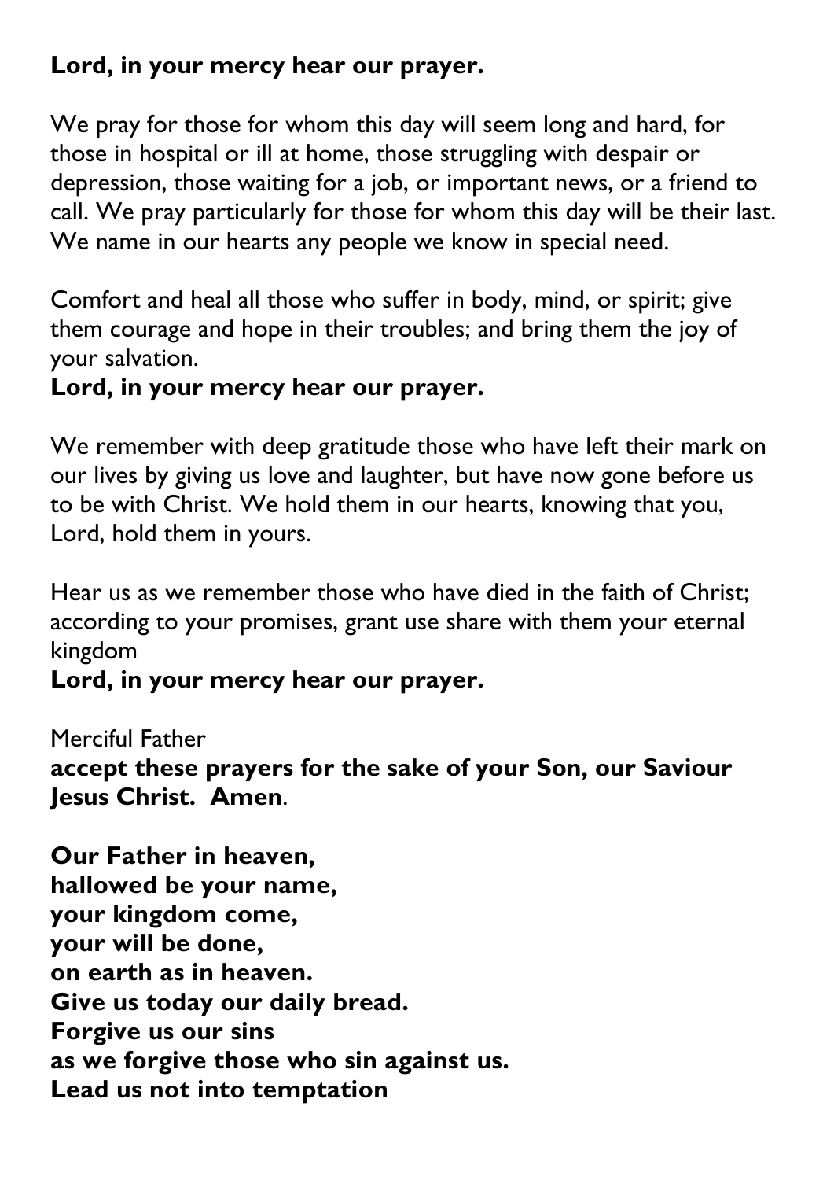**Lord, in your mercy hear our prayer.**

We pray for those for whom this day will seem long and hard, for those in hospital or ill at home, those struggling with despair or depression, those waiting for a job, or important news, or a friend to call. We pray particularly for those for whom this day will be their last. We name in our hearts any people we know in special need.

Comfort and heal all those who suffer in body, mind, or spirit; give them courage and hope in their troubles; and bring them the joy of your salvation.
**Lord, in your mercy hear our prayer.**

We remember with deep gratitude those who have left their mark on our lives by giving us love and laughter, but have now gone before us to be with Christ. We hold them in our hearts, knowing that you, Lord, hold them in yours.

Hear us as we remember those who have died in the faith of Christ; according to your promises, grant use share with them your eternal kingdom
**Lord, in your mercy hear our prayer.**

Merciful Father
**accept these prayers for the sake of your Son, our Saviour Jesus Christ. Amen**.

**Our Father in heaven,**
**hallowed be your name,**
**your kingdom come,**
**your will be done,**
**on earth as in heaven.**
**Give us today our daily bread.**
**Forgive us our sins**
**as we forgive those who sin against us.**
**Lead us not into temptation**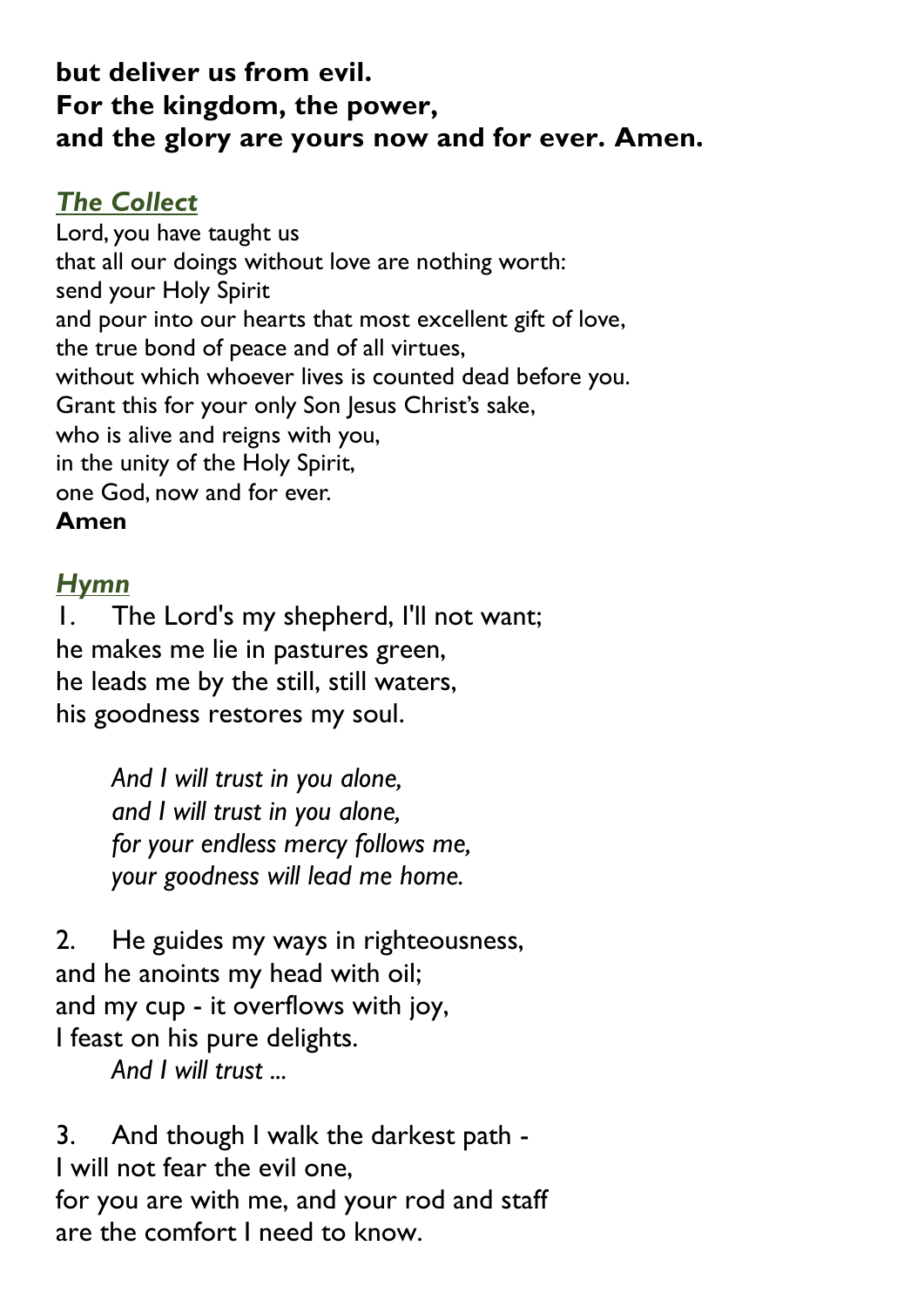**but deliver us from evil.**
**For the kingdom, the power,**
**and the glory are yours now and for ever. Amen.**

## ***The Collect***

Lord, you have taught us
that all our doings without love are nothing worth:
send your Holy Spirit
and pour into our hearts that most excellent gift of love,
the true bond of peace and of all virtues,
without which whoever lives is counted dead before you.
Grant this for your only Son Jesus Christ's sake,
who is alive and reigns with you,
in the unity of the Holy Spirit,
one God, now and for ever.
**Amen**

## ***Hymn***

1. The Lord's my shepherd, I'll not want;
he makes me lie in pastures green,
he leads me by the still, still waters,
his goodness restores my soul.

> *And I will trust in you alone,*
> *and I will trust in you alone,*
> *for your endless mercy follows me,*
> *your goodness will lead me home.*

2. He guides my ways in righteousness,
and he anoints my head with oil;
and my cup - it overflows with joy,
I feast on his pure delights.

> *And I will trust ...*

3. And though I walk the darkest path -
I will not fear the evil one,
for you are with me, and your rod and staff
are the comfort I need to know.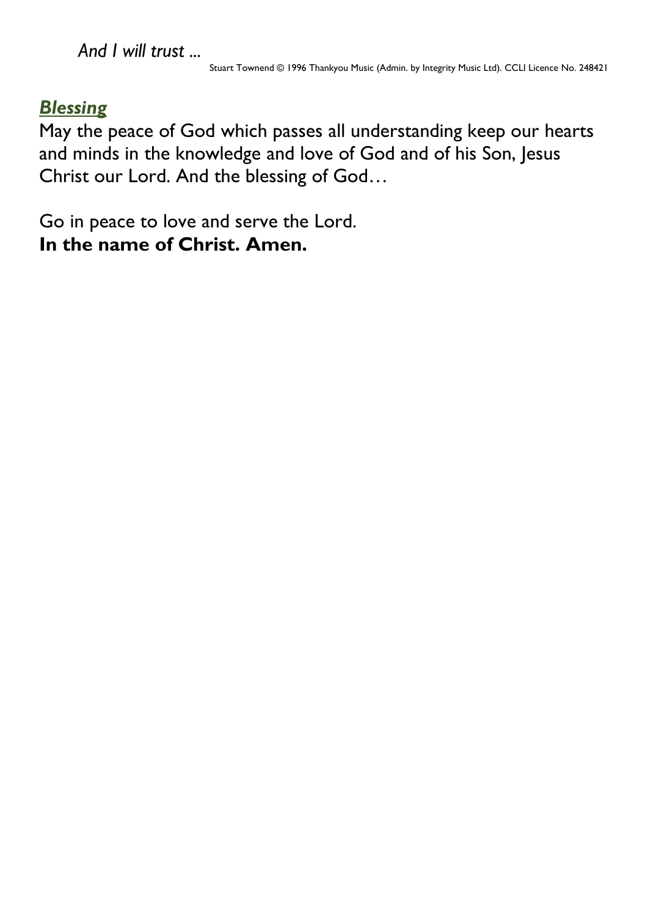*And I will trust ...*

Stuart Townend © 1996 Thankyou Music (Admin. by Integrity Music Ltd). CCLI Licence No. 248421

## ***Blessing***

May the peace of God which passes all understanding keep our hearts and minds in the knowledge and love of God and of his Son, Jesus Christ our Lord. And the blessing of God…

Go in peace to love and serve the Lord.
**In the name of Christ. Amen.**